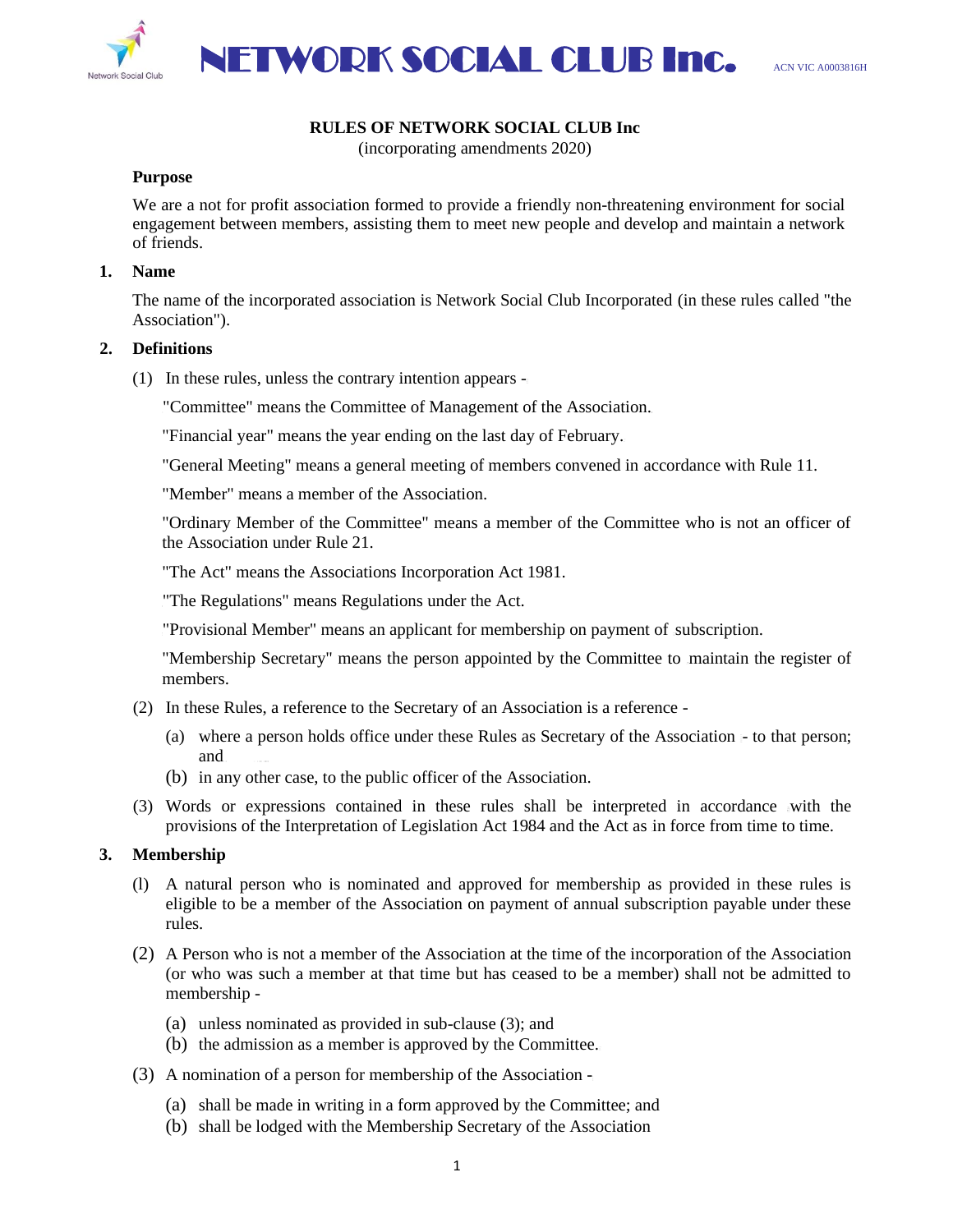# NETWORK SOCIAL CLUB Inc.

ACN VIC A0003816H

## RULES OF NETWORK SOCIAL CLUB Inc

(incorporating amendments 2020)

### Purpose

We are a not for profit association formed to provide a friendly non-threatening environment for social engagement between members, assisting them to meet new people and develop and maintain a network of friends.

### 1. Name

The name of the incorporated association is Network Social Club Incorporated (in these rules called "the Association").

### 2. Definitions

(1) In these rules, unless the contrary intention appears -

"Committee" means the Committee of Management of the Association.

"Financial year" means the year ending on the last day of February.

"General Meeting" means a general meeting of members convened in accordance with Rule 11.

"Member" means a member of the Association.

"Ordinary Member of the Committee" means a member of the Committee who is not an officer of the Association under Rule 21.

"The Act" means the Associations Incorporation Act 1981.

"The Regulations" means Regulations under the Act.

"Provisional Member" means an applicant for membership on payment of subscription.

"Membership Secretary" means the person appointed by the Committee to maintain the register of members.

(2) In these Rules, a reference to the Secretary of an Association is a reference -

- (a) where a person holds office under these Rules as Secretary of the Association - to that person; and
- (b) in any other case, to the public officer of the Association.

(3) Words or expressions contained in these rules shall be interpreted in accordance with the provisions of the Interpretation of Legislation Act 1984 and the Act as in force from time to time.

### 3. Membership

(l) A natural person who is nominated and approved for membership as provided in these rules is eligible to be a member of the Association on payment of annual subscription payable under these rules.

(2) A Person who is not a member of the Association at the time of the incorporation of the Association (or who was such a member at that time but has ceased to be a member) shall not be admitted to membership -

- (a) unless nominated as provided in sub-clause (3); and
- (b) the admission as a member is approved by the Committee.

(3) A nomination of a person for membership of the Association -

- (a) shall be made in writing in a form approved by the Committee; and
- (b) shall be lodged with the Membership Secretary of the Association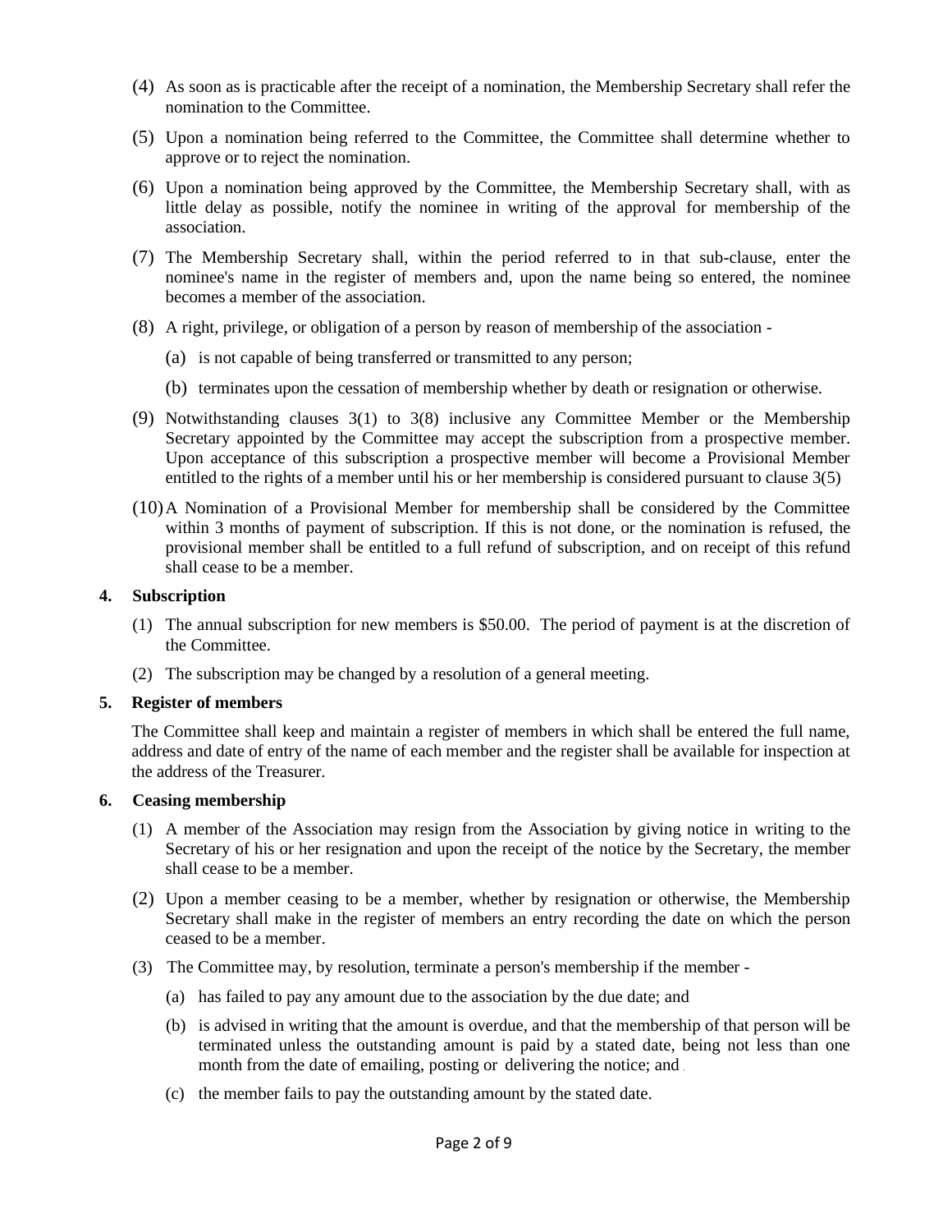(4) As soon as is practicable after the receipt of a nomination, the Membership Secretary shall refer the nomination to the Committee.

(5) Upon a nomination being referred to the Committee, the Committee shall determine whether to approve or to reject the nomination.

(6) Upon a nomination being approved by the Committee, the Membership Secretary shall, with as little delay as possible, notify the nominee in writing of the approval for membership of the association.

(7) The Membership Secretary shall, within the period referred to in that sub-clause, enter the nominee's name in the register of members and, upon the name being so entered, the nominee becomes a member of the association.

(8) A right, privilege, or obligation of a person by reason of membership of the association -

   (a) is not capable of being transferred or transmitted to any person;

   (b) terminates upon the cessation of membership whether by death or resignation or otherwise.

(9) Notwithstanding clauses 3(1) to 3(8) inclusive any Committee Member or the Membership Secretary appointed by the Committee may accept the subscription from a prospective member. Upon acceptance of this subscription a prospective member will become a Provisional Member entitled to the rights of a member until his or her membership is considered pursuant to clause 3(5)

(10) A Nomination of a Provisional Member for membership shall be considered by the Committee within 3 months of payment of subscription. If this is not done, or the nomination is refused, the provisional member shall be entitled to a full refund of subscription, and on receipt of this refund shall cease to be a member.

**4. Subscription**

(1) The annual subscription for new members is $50.00. The period of payment is at the discretion of the Committee.

(2) The subscription may be changed by a resolution of a general meeting.

**5. Register of members**

The Committee shall keep and maintain a register of members in which shall be entered the full name, address and date of entry of the name of each member and the register shall be available for inspection at the address of the Treasurer.

**6. Ceasing membership**

(1) A member of the Association may resign from the Association by giving notice in writing to the Secretary of his or her resignation and upon the receipt of the notice by the Secretary, the member shall cease to be a member.

(2) Upon a member ceasing to be a member, whether by resignation or otherwise, the Membership Secretary shall make in the register of members an entry recording the date on which the person ceased to be a member.

(3) The Committee may, by resolution, terminate a person's membership if the member -

   (a) has failed to pay any amount due to the association by the due date; and

   (b) is advised in writing that the amount is overdue, and that the membership of that person will be terminated unless the outstanding amount is paid by a stated date, being not less than one month from the date of emailing, posting or delivering the notice; and

   (c) the member fails to pay the outstanding amount by the stated date.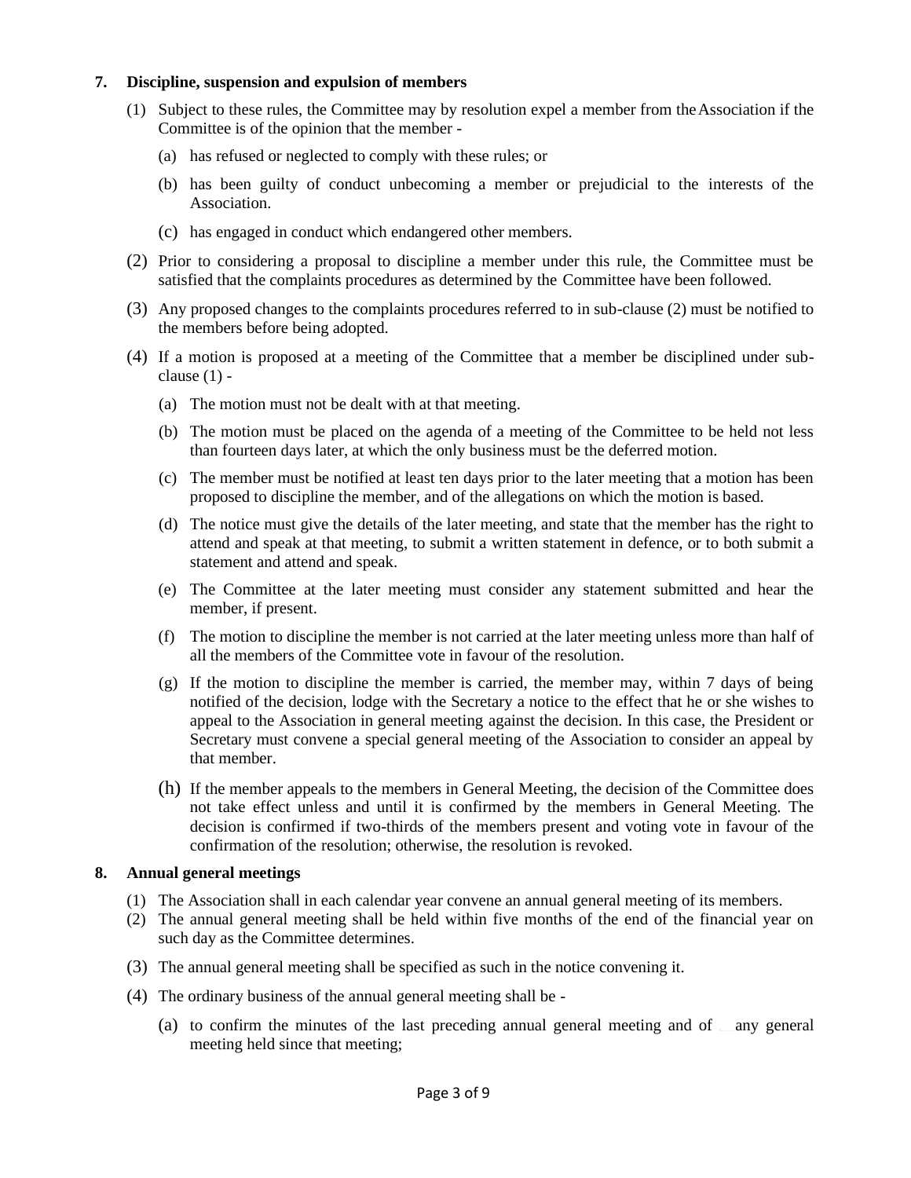## 7. Discipline, suspension and expulsion of members

(1) Subject to these rules, the Committee may by resolution expel a member from the Association if the Committee is of the opinion that the member -

  (a) has refused or neglected to comply with these rules; or

  (b) has been guilty of conduct unbecoming a member or prejudicial to the interests of the Association.

  (c) has engaged in conduct which endangered other members.

(2) Prior to considering a proposal to discipline a member under this rule, the Committee must be satisfied that the complaints procedures as determined by the Committee have been followed.

(3) Any proposed changes to the complaints procedures referred to in sub-clause (2) must be notified to the members before being adopted.

(4) If a motion is proposed at a meeting of the Committee that a member be disciplined under sub-clause (1) -

  (a) The motion must not be dealt with at that meeting.

  (b) The motion must be placed on the agenda of a meeting of the Committee to be held not less than fourteen days later, at which the only business must be the deferred motion.

  (c) The member must be notified at least ten days prior to the later meeting that a motion has been proposed to discipline the member, and of the allegations on which the motion is based.

  (d) The notice must give the details of the later meeting, and state that the member has the right to attend and speak at that meeting, to submit a written statement in defence, or to both submit a statement and attend and speak.

  (e) The Committee at the later meeting must consider any statement submitted and hear the member, if present.

  (f) The motion to discipline the member is not carried at the later meeting unless more than half of all the members of the Committee vote in favour of the resolution.

  (g) If the motion to discipline the member is carried, the member may, within 7 days of being notified of the decision, lodge with the Secretary a notice to the effect that he or she wishes to appeal to the Association in general meeting against the decision. In this case, the President or Secretary must convene a special general meeting of the Association to consider an appeal by that member.

  (h) If the member appeals to the members in General Meeting, the decision of the Committee does not take effect unless and until it is confirmed by the members in General Meeting. The decision is confirmed if two-thirds of the members present and voting vote in favour of the confirmation of the resolution; otherwise, the resolution is revoked.

## 8. Annual general meetings

(1) The Association shall in each calendar year convene an annual general meeting of its members.

(2) The annual general meeting shall be held within five months of the end of the financial year on such day as the Committee determines.

(3) The annual general meeting shall be specified as such in the notice convening it.

(4) The ordinary business of the annual general meeting shall be -

  (a) to confirm the minutes of the last preceding annual general meeting and of any general meeting held since that meeting;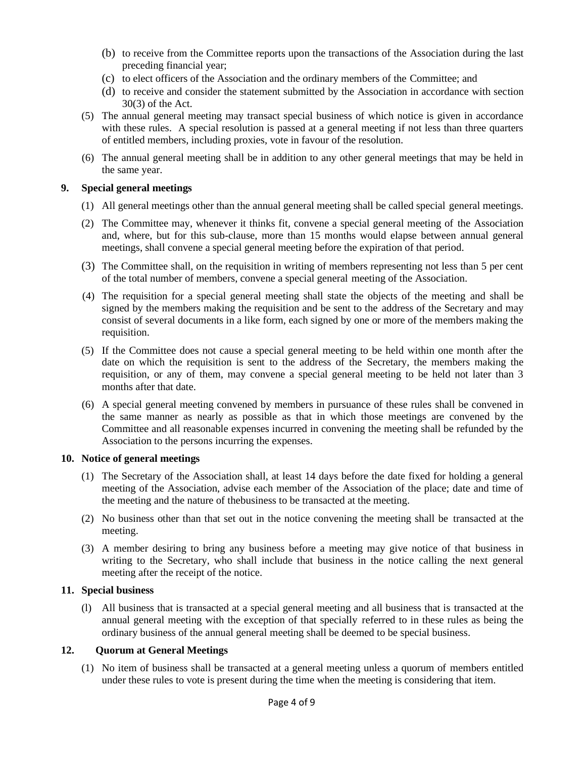(b) to receive from the Committee reports upon the transactions of the Association during the last preceding financial year;

(c) to elect officers of the Association and the ordinary members of the Committee; and

(d) to receive and consider the statement submitted by the Association in accordance with section 30(3) of the Act.

(5) The annual general meeting may transact special business of which notice is given in accordance with these rules. A special resolution is passed at a general meeting if not less than three quarters of entitled members, including proxies, vote in favour of the resolution.

(6) The annual general meeting shall be in addition to any other general meetings that may be held in the same year.

**9. Special general meetings**

(1) All general meetings other than the annual general meeting shall be called special general meetings.

(2) The Committee may, whenever it thinks fit, convene a special general meeting of the Association and, where, but for this sub-clause, more than 15 months would elapse between annual general meetings, shall convene a special general meeting before the expiration of that period.

(3) The Committee shall, on the requisition in writing of members representing not less than 5 per cent of the total number of members, convene a special general meeting of the Association.

(4) The requisition for a special general meeting shall state the objects of the meeting and shall be signed by the members making the requisition and be sent to the address of the Secretary and may consist of several documents in a like form, each signed by one or more of the members making the requisition.

(5) If the Committee does not cause a special general meeting to be held within one month after the date on which the requisition is sent to the address of the Secretary, the members making the requisition, or any of them, may convene a special general meeting to be held not later than 3 months after that date.

(6) A special general meeting convened by members in pursuance of these rules shall be convened in the same manner as nearly as possible as that in which those meetings are convened by the Committee and all reasonable expenses incurred in convening the meeting shall be refunded by the Association to the persons incurring the expenses.

**10. Notice of general meetings**

(1) The Secretary of the Association shall, at least 14 days before the date fixed for holding a general meeting of the Association, advise each member of the Association of the place; date and time of the meeting and the nature of thebusiness to be transacted at the meeting.

(2) No business other than that set out in the notice convening the meeting shall be transacted at the meeting.

(3) A member desiring to bring any business before a meeting may give notice of that business in writing to the Secretary, who shall include that business in the notice calling the next general meeting after the receipt of the notice.

**11. Special business**

(l) All business that is transacted at a special general meeting and all business that is transacted at the annual general meeting with the exception of that specially referred to in these rules as being the ordinary business of the annual general meeting shall be deemed to be special business.

**12. Quorum at General Meetings**

(1) No item of business shall be transacted at a general meeting unless a quorum of members entitled under these rules to vote is present during the time when the meeting is considering that item.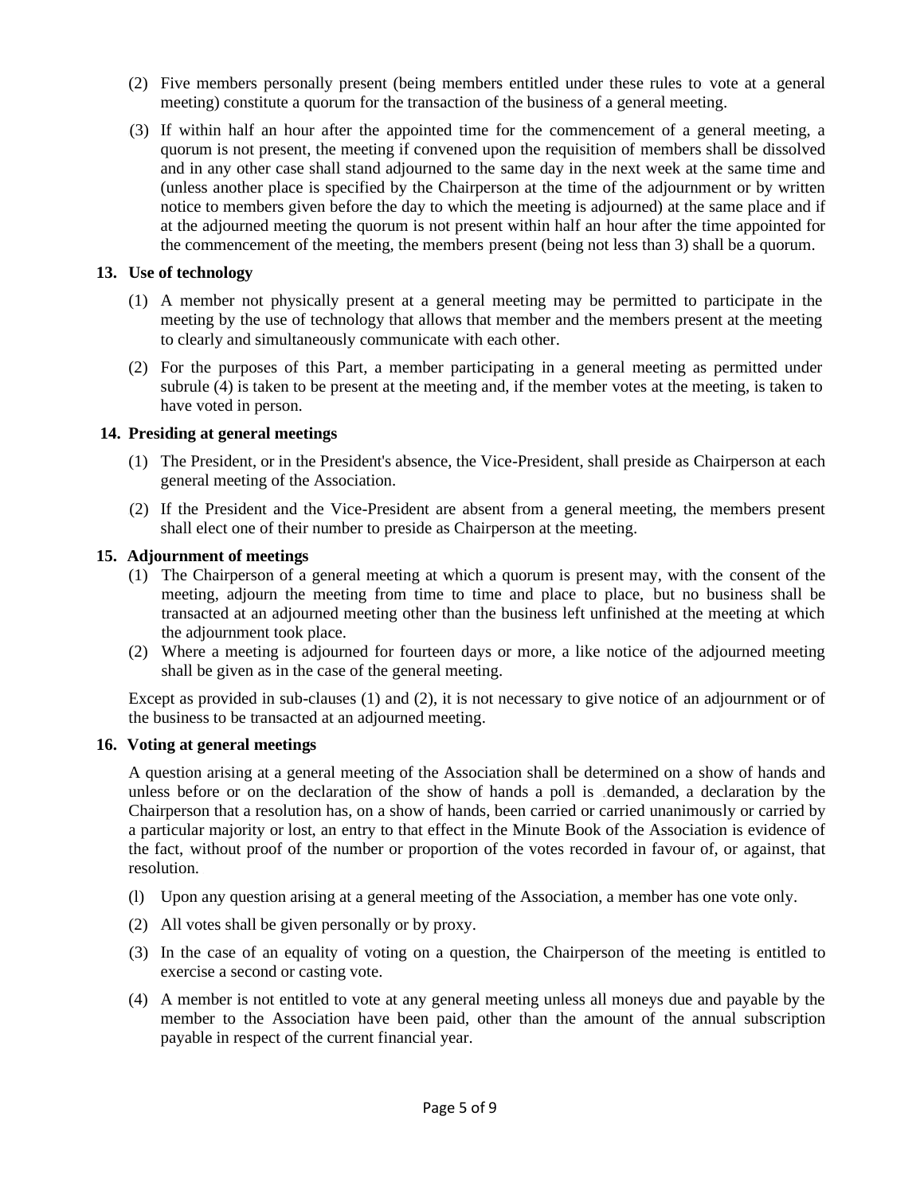(2) Five members personally present (being members entitled under these rules to vote at a general meeting) constitute a quorum for the transaction of the business of a general meeting.

(3) If within half an hour after the appointed time for the commencement of a general meeting, a quorum is not present, the meeting if convened upon the requisition of members shall be dissolved and in any other case shall stand adjourned to the same day in the next week at the same time and (unless another place is specified by the Chairperson at the time of the adjournment or by written notice to members given before the day to which the meeting is adjourned) at the same place and if at the adjourned meeting the quorum is not present within half an hour after the time appointed for the commencement of the meeting, the members present (being not less than 3) shall be a quorum.

**13. Use of technology**

(1) A member not physically present at a general meeting may be permitted to participate in the meeting by the use of technology that allows that member and the members present at the meeting to clearly and simultaneously communicate with each other.

(2) For the purposes of this Part, a member participating in a general meeting as permitted under subrule (4) is taken to be present at the meeting and, if the member votes at the meeting, is taken to have voted in person.

**14. Presiding at general meetings**

(1) The President, or in the President's absence, the Vice-President, shall preside as Chairperson at each general meeting of the Association.

(2) If the President and the Vice-President are absent from a general meeting, the members present shall elect one of their number to preside as Chairperson at the meeting.

**15. Adjournment of meetings**

(1) The Chairperson of a general meeting at which a quorum is present may, with the consent of the meeting, adjourn the meeting from time to time and place to place, but no business shall be transacted at an adjourned meeting other than the business left unfinished at the meeting at which the adjournment took place.

(2) Where a meeting is adjourned for fourteen days or more, a like notice of the adjourned meeting shall be given as in the case of the general meeting.

Except as provided in sub-clauses (1) and (2), it is not necessary to give notice of an adjournment or of the business to be transacted at an adjourned meeting.

**16. Voting at general meetings**

A question arising at a general meeting of the Association shall be determined on a show of hands and unless before or on the declaration of the show of hands a poll is demanded, a declaration by the Chairperson that a resolution has, on a show of hands, been carried or carried unanimously or carried by a particular majority or lost, an entry to that effect in the Minute Book of the Association is evidence of the fact, without proof of the number or proportion of the votes recorded in favour of, or against, that resolution.

(l) Upon any question arising at a general meeting of the Association, a member has one vote only.

(2) All votes shall be given personally or by proxy.

(3) In the case of an equality of voting on a question, the Chairperson of the meeting is entitled to exercise a second or casting vote.

(4) A member is not entitled to vote at any general meeting unless all moneys due and payable by the member to the Association have been paid, other than the amount of the annual subscription payable in respect of the current financial year.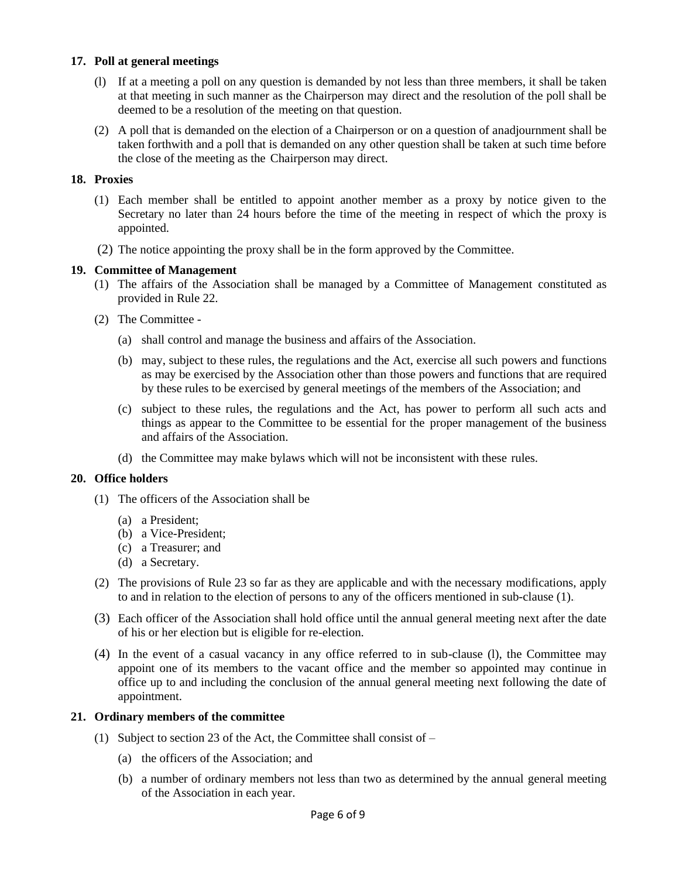**17. Poll at general meetings**

(l) If at a meeting a poll on any question is demanded by not less than three members, it shall be taken at that meeting in such manner as the Chairperson may direct and the resolution of the poll shall be deemed to be a resolution of the meeting on that question.

(2) A poll that is demanded on the election of a Chairperson or on a question of anadjournment shall be taken forthwith and a poll that is demanded on any other question shall be taken at such time before the close of the meeting as the Chairperson may direct.

**18. Proxies**

(1) Each member shall be entitled to appoint another member as a proxy by notice given to the Secretary no later than 24 hours before the time of the meeting in respect of which the proxy is appointed.

(2) The notice appointing the proxy shall be in the form approved by the Committee.

**19. Committee of Management**

(1) The affairs of the Association shall be managed by a Committee of Management constituted as provided in Rule 22.

(2) The Committee -

(a) shall control and manage the business and affairs of the Association.

(b) may, subject to these rules, the regulations and the Act, exercise all such powers and functions as may be exercised by the Association other than those powers and functions that are required by these rules to be exercised by general meetings of the members of the Association; and

(c) subject to these rules, the regulations and the Act, has power to perform all such acts and things as appear to the Committee to be essential for the proper management of the business and affairs of the Association.

(d) the Committee may make bylaws which will not be inconsistent with these rules.

**20. Office holders**

(1) The officers of the Association shall be

(a) a President;
(b) a Vice-President;
(c) a Treasurer; and
(d) a Secretary.

(2) The provisions of Rule 23 so far as they are applicable and with the necessary modifications, apply to and in relation to the election of persons to any of the officers mentioned in sub-clause (1).

(3) Each officer of the Association shall hold office until the annual general meeting next after the date of his or her election but is eligible for re-election.

(4) In the event of a casual vacancy in any office referred to in sub-clause (l), the Committee may appoint one of its members to the vacant office and the member so appointed may continue in office up to and including the conclusion of the annual general meeting next following the date of appointment.

**21. Ordinary members of the committee**

(1) Subject to section 23 of the Act, the Committee shall consist of –

(a) the officers of the Association; and

(b) a number of ordinary members not less than two as determined by the annual general meeting of the Association in each year.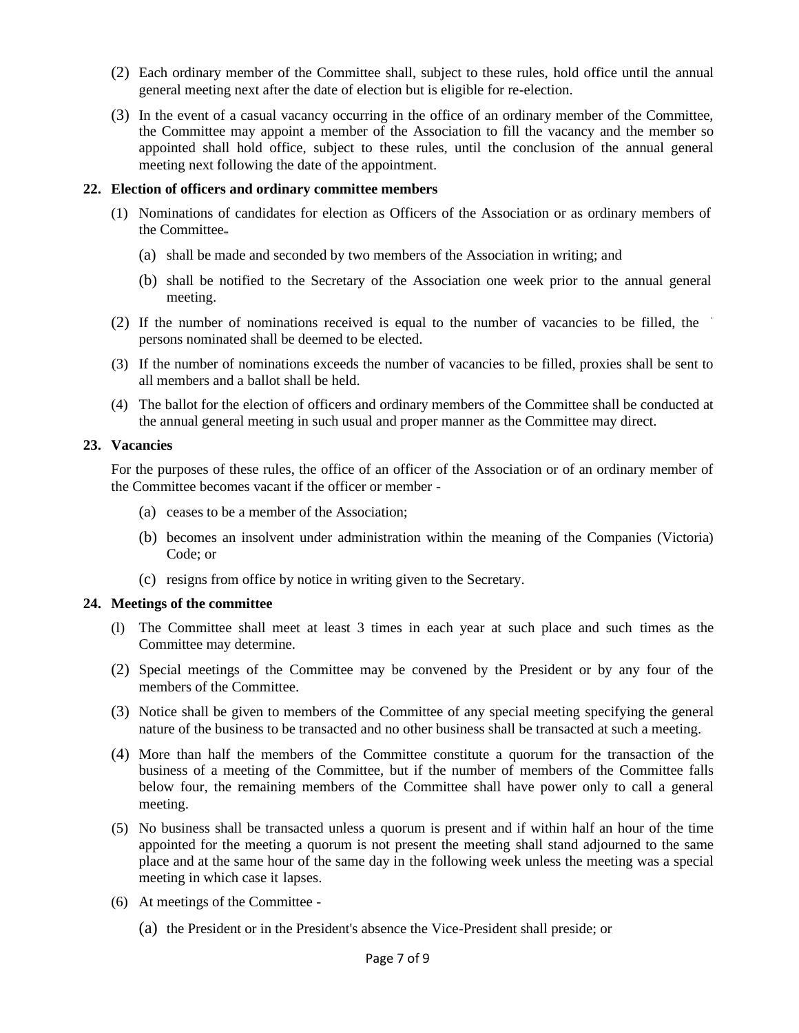(2) Each ordinary member of the Committee shall, subject to these rules, hold office until the annual general meeting next after the date of election but is eligible for re-election.

(3) In the event of a casual vacancy occurring in the office of an ordinary member of the Committee, the Committee may appoint a member of the Association to fill the vacancy and the member so appointed shall hold office, subject to these rules, until the conclusion of the annual general meeting next following the date of the appointment.

**22. Election of officers and ordinary committee members**

(1) Nominations of candidates for election as Officers of the Association or as ordinary members of the Committee-

(a) shall be made and seconded by two members of the Association in writing; and

(b) shall be notified to the Secretary of the Association one week prior to the annual general meeting.

(2) If the number of nominations received is equal to the number of vacancies to be filled, the persons nominated shall be deemed to be elected.

(3) If the number of nominations exceeds the number of vacancies to be filled, proxies shall be sent to all members and a ballot shall be held.

(4) The ballot for the election of officers and ordinary members of the Committee shall be conducted at the annual general meeting in such usual and proper manner as the Committee may direct.

**23. Vacancies**

For the purposes of these rules, the office of an officer of the Association or of an ordinary member of the Committee becomes vacant if the officer or member -

(a) ceases to be a member of the Association;

(b) becomes an insolvent under administration within the meaning of the Companies (Victoria) Code; or

(c) resigns from office by notice in writing given to the Secretary.

**24. Meetings of the committee**

(l) The Committee shall meet at least 3 times in each year at such place and such times as the Committee may determine.

(2) Special meetings of the Committee may be convened by the President or by any four of the members of the Committee.

(3) Notice shall be given to members of the Committee of any special meeting specifying the general nature of the business to be transacted and no other business shall be transacted at such a meeting.

(4) More than half the members of the Committee constitute a quorum for the transaction of the business of a meeting of the Committee, but if the number of members of the Committee falls below four, the remaining members of the Committee shall have power only to call a general meeting.

(5) No business shall be transacted unless a quorum is present and if within half an hour of the time appointed for the meeting a quorum is not present the meeting shall stand adjourned to the same place and at the same hour of the same day in the following week unless the meeting was a special meeting in which case it lapses.

(6) At meetings of the Committee -

(a) the President or in the President's absence the Vice-President shall preside; or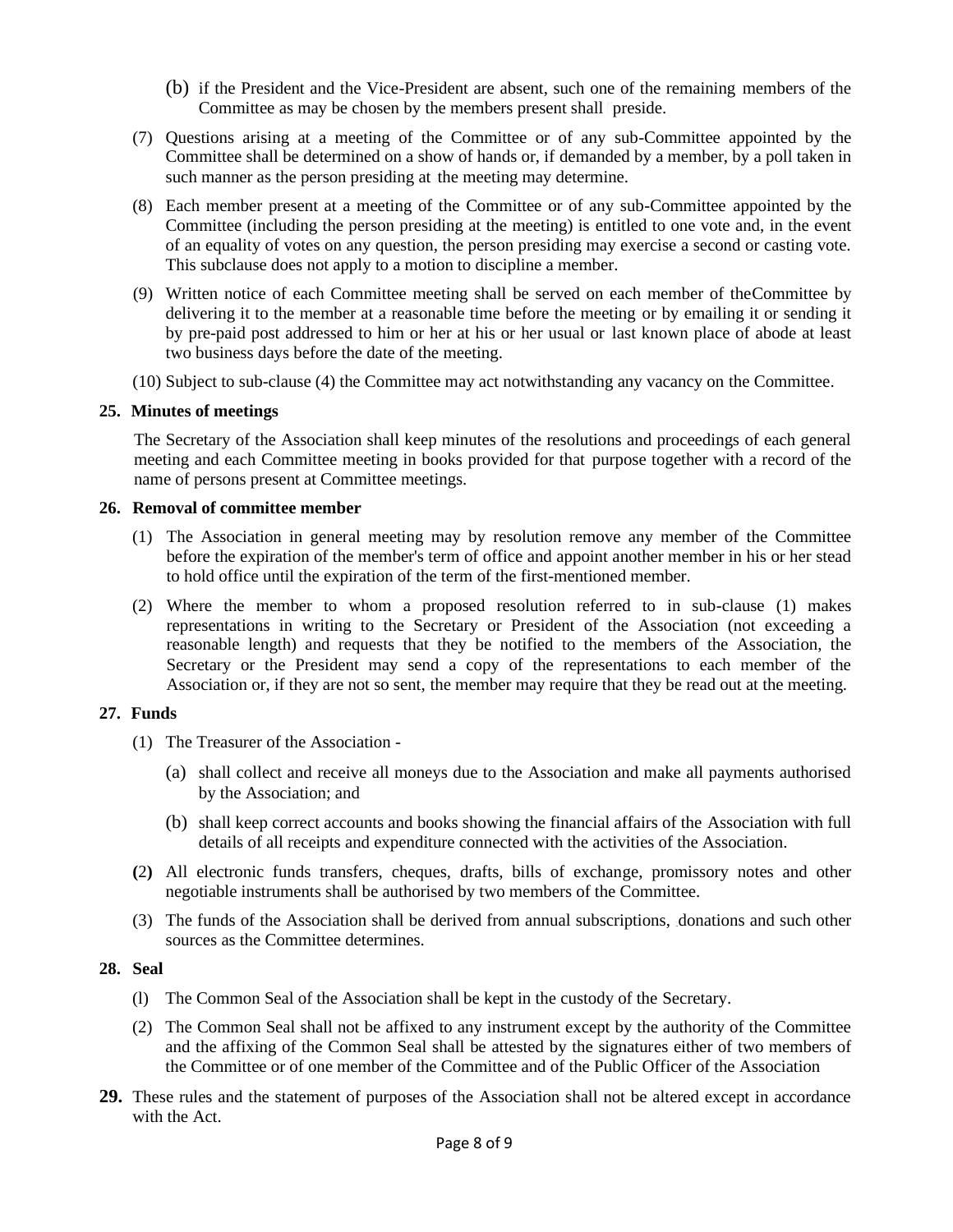(b) if the President and the Vice-President are absent, such one of the remaining members of the Committee as may be chosen by the members present shall preside.

(7) Questions arising at a meeting of the Committee or of any sub-Committee appointed by the Committee shall be determined on a show of hands or, if demanded by a member, by a poll taken in such manner as the person presiding at the meeting may determine.

(8) Each member present at a meeting of the Committee or of any sub-Committee appointed by the Committee (including the person presiding at the meeting) is entitled to one vote and, in the event of an equality of votes on any question, the person presiding may exercise a second or casting vote. This subclause does not apply to a motion to discipline a member.

(9) Written notice of each Committee meeting shall be served on each member of theCommittee by delivering it to the member at a reasonable time before the meeting or by emailing it or sending it by pre-paid post addressed to him or her at his or her usual or last known place of abode at least two business days before the date of the meeting.

(10) Subject to sub-clause (4) the Committee may act notwithstanding any vacancy on the Committee.

**25. Minutes of meetings**

The Secretary of the Association shall keep minutes of the resolutions and proceedings of each general meeting and each Committee meeting in books provided for that purpose together with a record of the name of persons present at Committee meetings.

**26. Removal of committee member**

(1) The Association in general meeting may by resolution remove any member of the Committee before the expiration of the member's term of office and appoint another member in his or her stead to hold office until the expiration of the term of the first-mentioned member.

(2) Where the member to whom a proposed resolution referred to in sub-clause (1) makes representations in writing to the Secretary or President of the Association (not exceeding a reasonable length) and requests that they be notified to the members of the Association, the Secretary or the President may send a copy of the representations to each member of the Association or, if they are not so sent, the member may require that they be read out at the meeting.

**27. Funds**

(1) The Treasurer of the Association -

(a) shall collect and receive all moneys due to the Association and make all payments authorised by the Association; and

(b) shall keep correct accounts and books showing the financial affairs of the Association with full details of all receipts and expenditure connected with the activities of the Association.

(2) All electronic funds transfers, cheques, drafts, bills of exchange, promissory notes and other negotiable instruments shall be authorised by two members of the Committee.

(3) The funds of the Association shall be derived from annual subscriptions, donations and such other sources as the Committee determines.

**28. Seal**

(l) The Common Seal of the Association shall be kept in the custody of the Secretary.

(2) The Common Seal shall not be affixed to any instrument except by the authority of the Committee and the affixing of the Common Seal shall be attested by the signatures either of two members of the Committee or of one member of the Committee and of the Public Officer of the Association

**29.** These rules and the statement of purposes of the Association shall not be altered except in accordance with the Act.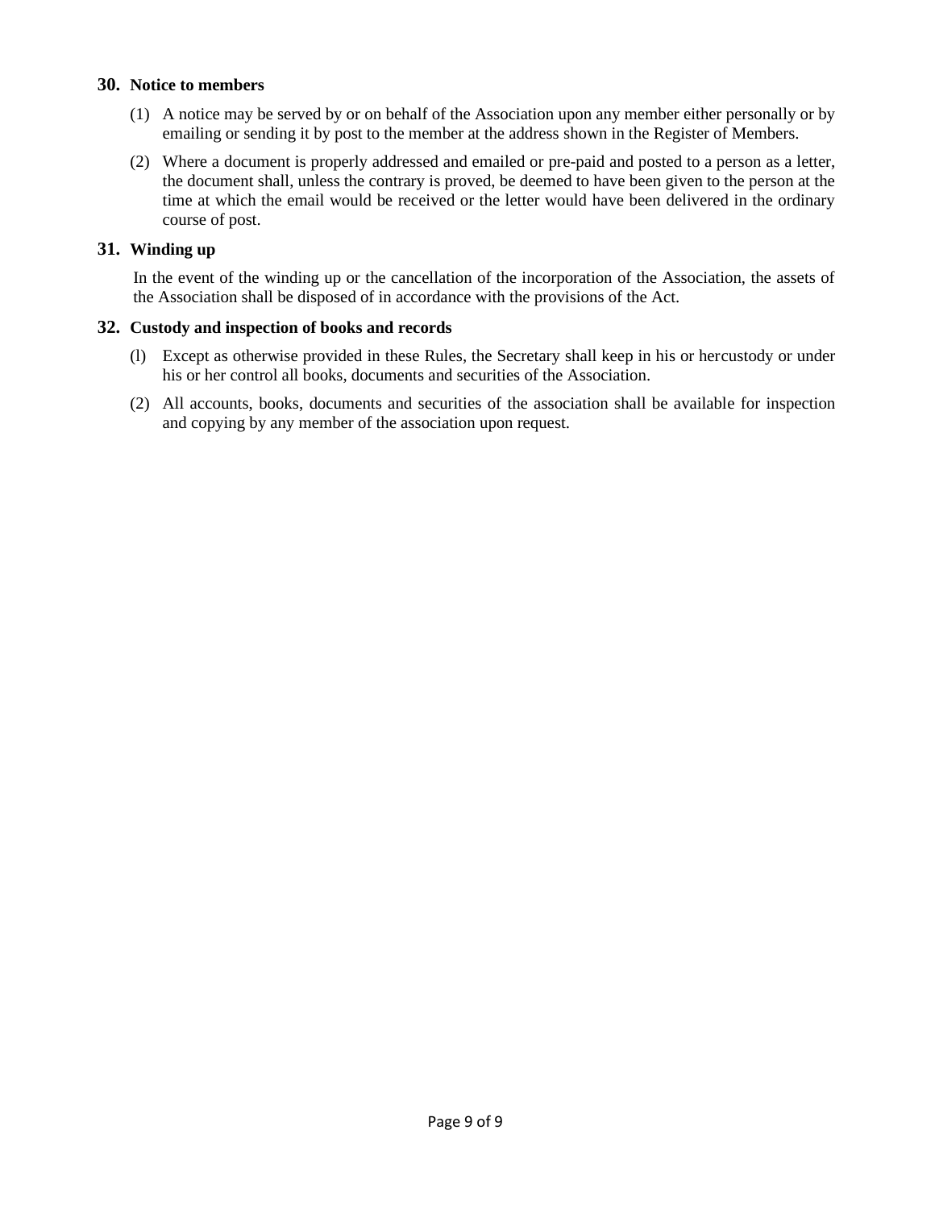## 30. Notice to members

(1) A notice may be served by or on behalf of the Association upon any member either personally or by emailing or sending it by post to the member at the address shown in the Register of Members.

(2) Where a document is properly addressed and emailed or pre-paid and posted to a person as a letter, the document shall, unless the contrary is proved, be deemed to have been given to the person at the time at which the email would be received or the letter would have been delivered in the ordinary course of post.

## 31. Winding up

In the event of the winding up or the cancellation of the incorporation of the Association, the assets of the Association shall be disposed of in accordance with the provisions of the Act.

## 32. Custody and inspection of books and records

(l) Except as otherwise provided in these Rules, the Secretary shall keep in his or hercustody or under his or her control all books, documents and securities of the Association.

(2) All accounts, books, documents and securities of the association shall be available for inspection and copying by any member of the association upon request.